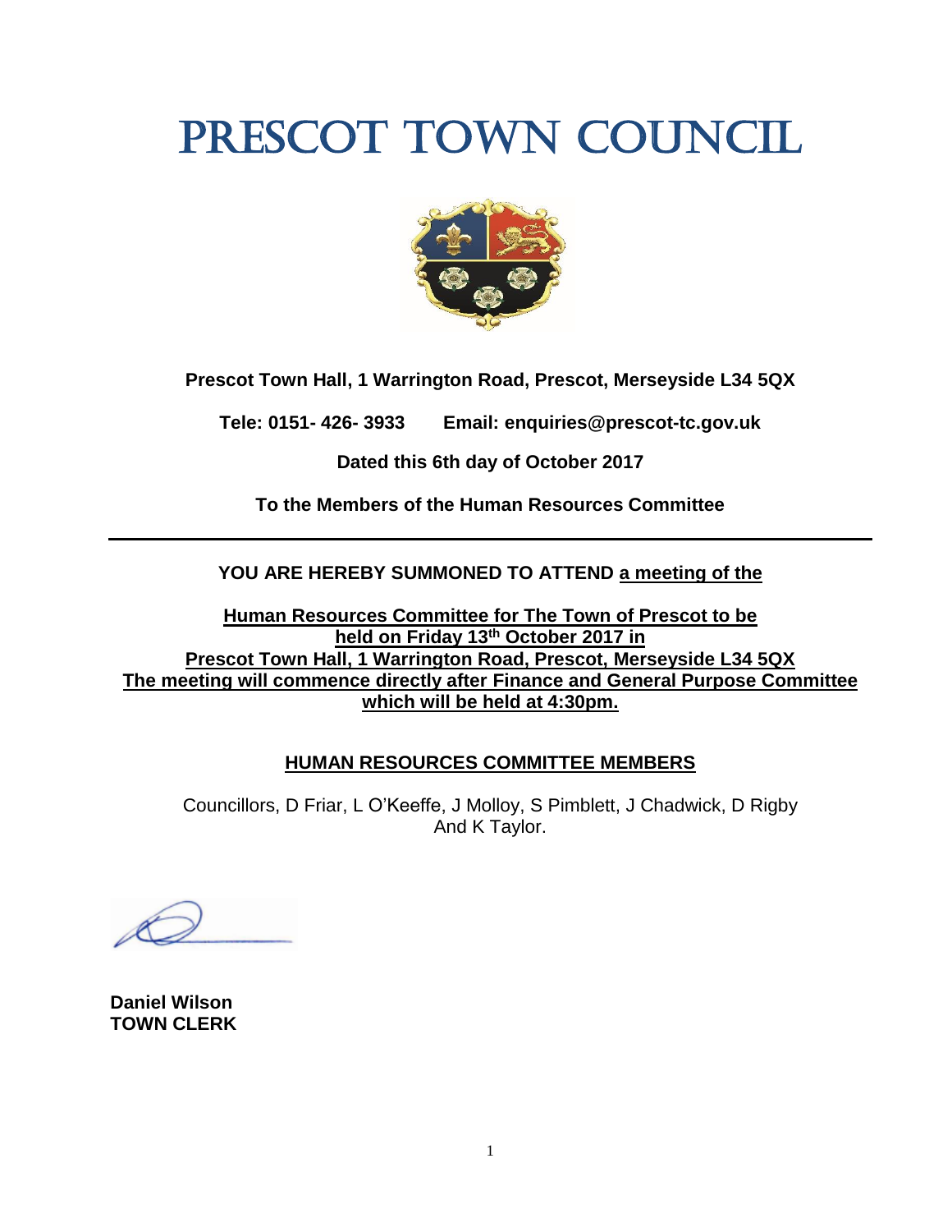# PRESCOT TOWN COUNCIL

**Prescot Town Hall, 1 Warrington Road, Prescot, Merseyside L34 5QX**

**Tele: 0151- 426- 3933      Email: enquiries@prescot-tc.gov.uk**

**Dated this 6th day of October 2017**

**To the Members of the Human Resources Committee**

---

**YOU ARE HEREBY SUMMONED TO ATTEND <u>a meeting of the</u>**

**<u>Human Resources Committee for The Town of Prescot to be held on Friday 13th October 2017 in Prescot Town Hall, 1 Warrington Road, Prescot, Merseyside L34 5QX The meeting will commence directly after Finance and General Purpose Committee which will be held at 4:30pm.</u>**

## HUMAN RESOURCES COMMITTEE MEMBERS

Councillors, D Friar, L O'Keeffe, J Molloy, S Pimblett, J Chadwick, D Rigby And K Taylor.

**Daniel Wilson**
**TOWN CLERK**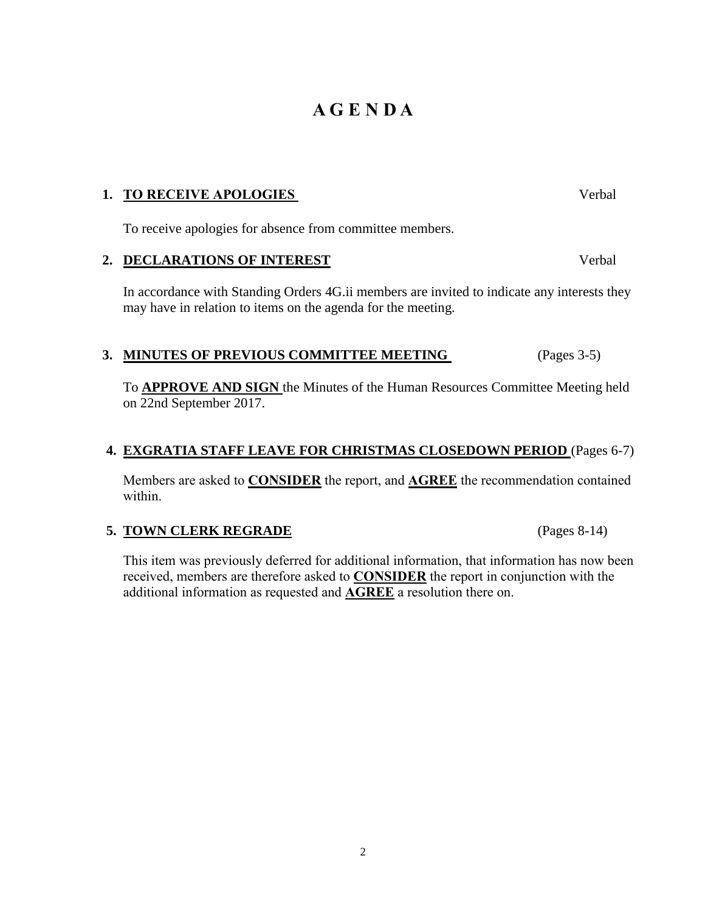# A G E N D A

**1. <u>TO RECEIVE APOLOGIES</u>** Verbal

To receive apologies for absence from committee members.

**2. <u>DECLARATIONS OF INTEREST</u>** Verbal

In accordance with Standing Orders 4G.ii members are invited to indicate any interests they may have in relation to items on the agenda for the meeting.

**3. <u>MINUTES OF PREVIOUS COMMITTEE MEETING</u>** (Pages 3-5)

To **<u>APPROVE AND SIGN</u>** the Minutes of the Human Resources Committee Meeting held on 22nd September 2017.

**4. <u>EXGRATIA STAFF LEAVE FOR CHRISTMAS CLOSEDOWN PERIOD</u>** (Pages 6-7)

Members are asked to **<u>CONSIDER</u>** the report, and **<u>AGREE</u>** the recommendation contained within.

**5. <u>TOWN CLERK REGRADE</u>** (Pages 8-14)

This item was previously deferred for additional information, that information has now been received, members are therefore asked to **<u>CONSIDER</u>** the report in conjunction with the additional information as requested and **<u>AGREE</u>** a resolution there on.